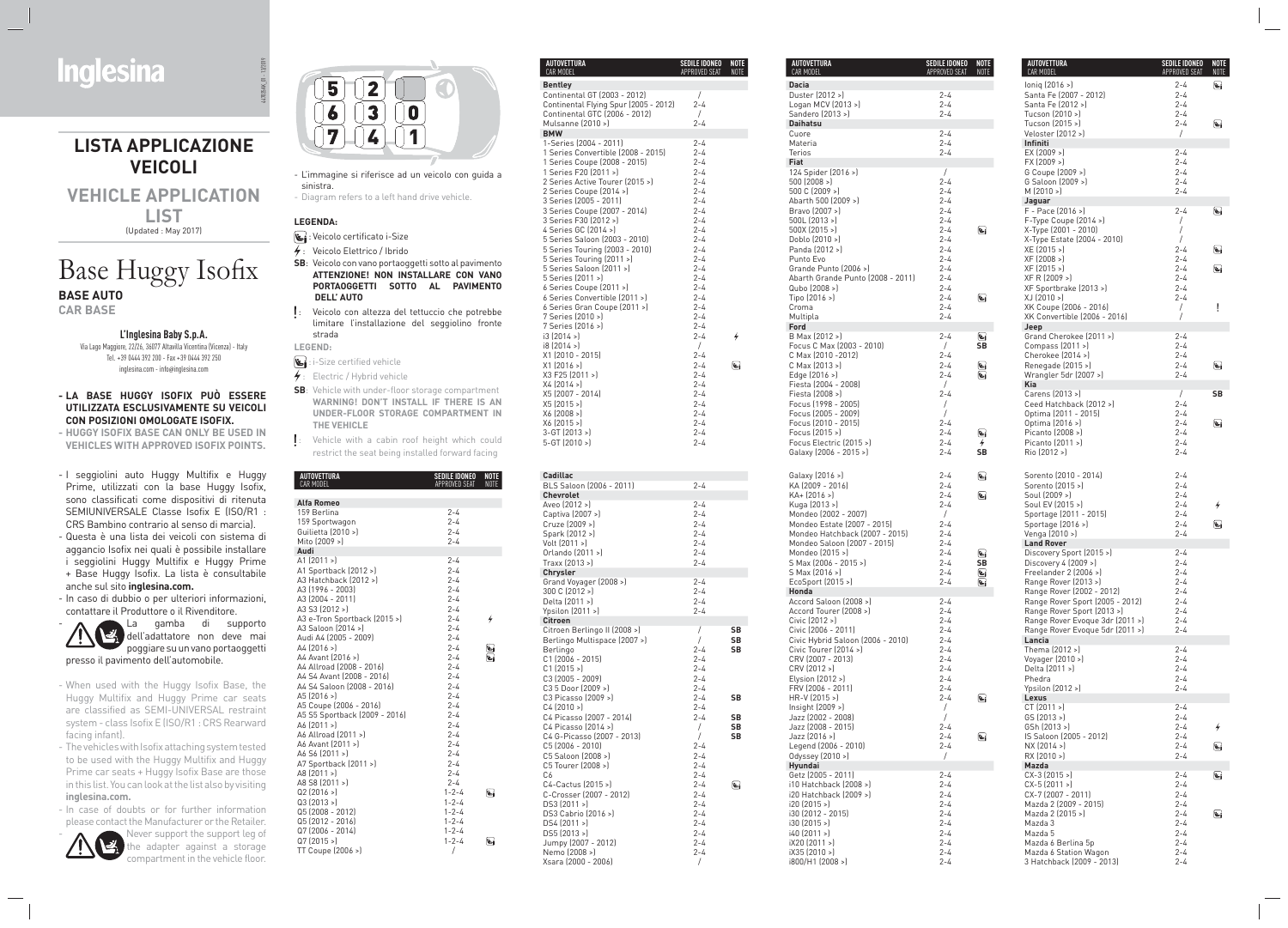# Inglesina

## LISTA APPLICAZIONE VEICOLI

## VEHICLE APPLICATION LIST

(Updated : May 2017)

# Base Huggy Isofix

**BASE AUTO**

**CAR BASE**

**L'Inglesina Baby S.p.A.**

Via Lago Maggiore, 22/26, 36077 Altavilla Vicentina (Vicenza) - Italy
Tel. +39 0444 392 200 - Fax +39 0444 392 250
inglesina.com - info@inglesina.com

- **LA BASE HUGGY ISOFIX PUÒ ESSERE UTILIZZATA ESCLUSIVAMENTE SU VEICOLI CON POSIZIONI OMOLOGATE ISOFIX.**
- **HUGGY ISOFIX BASE CAN ONLY BE USED IN VEHICLES WITH APPROVED ISOFIX POINTS.**

- I seggiolini auto Huggy Multifix e Huggy Prime, utilizzati con la base Huggy Isofix, sono classificati come dispositivi di ritenuta SEMIUNIVERSALE Classe Isofix E (ISO/R1 : CRS Bambino contrario al senso di marcia).
- Questa è una lista dei veicoli con sistema di aggancio Isofix nei quali è possibile installare i seggiolini Huggy Multifix e Huggy Prime + Base Huggy Isofix. La lista è consultabile anche sul sito **inglesina.com.**
- In caso di dubbio o per ulteriori informazioni, contattare il Produttore o il Rivenditore.
- La gamba di supporto dell'adattatore non deve mai poggiare su un vano portaoggetti presso il pavimento dell'automobile.

- When used with the Huggy Isofix Base, the Huggy Multifix and Huggy Prime car seats are classified as SEMI-UNIVERSAL restraint system - class Isofix E (ISO/R1 : CRS Rearward facing infant).
- The vehicles with Isofix attaching system tested to be used with the Huggy Multifix and Huggy Prime car seats + Huggy Isofix Base are those in this list. You can look at the list also by visiting **inglesina.com.**
- In case of doubts or for further information please contact the Manufacturer or the Retailer.
- Never support the support leg of the adapter against a storage compartment in the vehicle floor.

- L'immagine si riferisce ad un veicolo con guida a sinistra.
- Diagram refers to a left hand drive vehicle.

**LEGENDA:**

- i-Size: Veicolo certificato i-Size
- ⚡: Veicolo Elettrico / Ibrido
- **SB**: Veicolo con vano portaoggetti sotto al pavimento **ATTENZIONE! NON INSTALLARE CON VANO PORTAOGGETTI SOTTO AL PAVIMENTO DELL'AUTO**
- **!**: Veicolo con altezza del tettuccio che potrebbe limitare l'installazione del seggiolino fronte strada

**LEGEND:**

- i-Size: i-Size certified vehicle
- ⚡: Electric / Hybrid vehicle
- **SB**: Vehicle with under-floor storage compartment **WARNING! DON'T INSTALL IF THERE IS AN UNDER-FLOOR STORAGE COMPARTMENT IN THE VEHICLE**
- **!**: Vehicle with a cabin roof height which could restrict the seat being installed forward facing

| AUTOVETTURA / CAR MODEL | SEDILE IDONEO / APPROVED SEAT | NOTE / NOTE |
|---|---|---|
| **Alfa Romeo** | | |
| 159 Berlina | 2-4 | |
| 159 Sportwagon | 2-4 | |
| Guilietta (2010 >) | 2-4 | |
| Mito (2009 >) | 2-4 | |
| **Audi** | | |
| A1 (2011 >) | 2-4 | |
| A1 Sportback (2012 >) | 2-4 | |
| A3 Hatchback (2012 >) | 2-4 | |
| A3 (1996 - 2003) | 2-4 | |
| A3 (2004 - 2011) | 2-4 | |
| A3 S3 (2012 >) | 2-4 | |
| A3 e-Tron Sportback (2015 >) | 2-4 | ⚡ |
| A3 Saloon (2014 >) | 2-4 | |
| Audi A4 (2005 - 2009) | 2-4 | |
| A4 (2016 >) | 2-4 | i-Size |
| A4 Avant (2016 >) | 2-4 | i-Size |
| A4 Allroad (2008 - 2016) | 2-4 | |
| A4 S4 Avant (2008 - 2016) | 2-4 | |
| A4 S4 Saloon (2008 - 2016) | 2-4 | |
| A5 (2016 >) | 2-4 | |
| A5 Coupe (2006 - 2016) | 2-4 | |
| A5 S5 Sportback (2009 - 2016) | 2-4 | |
| A6 (2011 >) | 2-4 | |
| A6 Allroad (2011 >) | 2-4 | |
| A6 Avant (2011 >) | 2-4 | |
| A6 S6 (2011 >) | 2-4 | |
| A7 Sportback (2011 >) | 2-4 | |
| A8 (2011 >) | 2-4 | |
| A8 S8 (2011 >) | 2-4 | |
| Q2 (2016 >) | 1-2-4 | i-Size |
| Q3 (2013 >) | 1-2-4 | |
| Q5 (2008 - 2012) | 1-2-4 | |
| Q5 (2012 - 2016) | 1-2-4 | |
| Q7 (2006 - 2014) | 1-2-4 | |
| Q7 (2015 >) | 1-2-4 | i-Size |
| TT Coupe (2006 >) | / | |
| **Bentley** | | |
| Continental GT (2003 - 2012) | / | |
| Continental Flying Spur (2005 - 2012) | 2-4 | |
| Continental GTC (2006 - 2012) | / | |
| Mulsanne (2010 >) | 2-4 | |
| **BMW** | | |
| 1-Series (2004 - 2011) | 2-4 | |
| 1 Series Convertible (2008 - 2015) | 2-4 | |
| 1 Series Coupe (2008 - 2015) | 2-4 | |
| 1 Series F20 (2011 >) | 2-4 | |
| 2 Series Active Tourer (2015 >) | 2-4 | |
| 2 Series Coupe (2014 >) | 2-4 | |
| 3 Series (2005 - 2011) | 2-4 | |
| 3 Series Coupe (2007 - 2014) | 2-4 | |
| 3 Series F30 (2012 >) | 2-4 | |
| 4 Series GC (2014 >) | 2-4 | |
| 5 Series Saloon (2003 - 2010) | 2-4 | |
| 5 Series Touring (2003 - 2010) | 2-4 | |
| 5 Series Touring (2011 >) | 2-4 | |
| 5 Series Saloon (2011 >) | 2-4 | |
| 5 Series (2011 >) | 2-4 | |
| 6 Series Coupe (2011 >) | 2-4 | |
| 6 Series Convertible (2011 >) | 2-4 | |
| 6 Series Gran Coupe (2011 >) | 2-4 | |
| 7 Series (2010 >) | 2-4 | |
| 7 Series (2016 >) | 2-4 | |
| i3 (2014 >) | 2-4 | ⚡ |
| i8 (2014 >) | / | |
| X1 (2010 - 2015) | 2-4 | |
| X1 (2016 >) | 2-4 | i-Size |
| X3 F25 (2011 >) | 2-4 | |
| X4 (2014 >) | 2-4 | |
| X5 (2007 - 2014) | 2-4 | |
| X5 (2015 >) | 2-4 | |
| X6 (2008 >) | 2-4 | |
| X6 (2015 >) | 2-4 | |
| 3-GT (2013 >) | 2-4 | |
| 5-GT (2010 >) | 2-4 | |
| **Cadillac** | | |
| BLS Saloon (2006 - 2011) | 2-4 | |
| **Chevrolet** | | |
| Aveo (2012 >) | 2-4 | |
| Captiva (2007 >) | 2-4 | |
| Cruze (2009 >) | 2-4 | |
| Spark (2012 >) | 2-4 | |
| Volt (2011 >) | 2-4 | |
| Orlando (2011 >) | 2-4 | |
| Traxx (2013 >) | 2-4 | |
| **Chrysler** | | |
| Grand Voyager (2008 >) | 2-4 | |
| 300 C (2012 >) | 2-4 | |
| Delta (2011 >) | 2-4 | |
| Ypsilon (2011 >) | 2-4 | |
| **Citroen** | | |
| Citroen Berlingo II (2008 >) | / | SB |
| Berlingo Multispace (2007 >) | / | SB |
| Berlingo | 2-4 | SB |
| C1 (2006 - 2015) | 2-4 | |
| C1 (2015 >) | 2-4 | |
| C3 (2005 - 2009) | 2-4 | |
| C3 5 Door (2009 >) | 2-4 | |
| C3 Picasso (2009 >) | 2-4 | SB |
| C4 (2010 >) | 2-4 | |
| C4 Picasso (2007 - 2014) | 2-4 | SB |
| C4 Picasso (2014 >) | / | SB |
| C4 G-Picasso (2007 - 2013) | / | SB |
| C5 (2006 - 2010) | 2-4 | |
| C5 Saloon (2008 >) | 2-4 | |
| C5 Tourer (2008 >) | 2-4 | |
| C6 | 2-4 | |
| C4-Cactus (2015 >) | 2-4 | i-Size |
| C-Crosser (2007 - 2012) | 2-4 | |
| DS3 (2011 >) | 2-4 | |
| DS3 Cabrio (2016 >) | 2-4 | |
| DS4 (2011 >) | 2-4 | |
| DS5 (2013 >) | 2-4 | |
| Jumpy (2007 - 2012) | 2-4 | |
| Nemo (2008 >) | 2-4 | |
| Xsara (2000 - 2006) | / | |
| **Dacia** | | |
| Duster (2012 >) | 2-4 | |
| Logan MCV (2013 >) | 2-4 | |
| Sandero (2013 >) | 2-4 | |
| **Daihatsu** | | |
| Cuore | 2-4 | |
| Materia | 2-4 | |
| Terios | 2-4 | |
| **Fiat** | | |
| 124 Spider (2016 >) | / | |
| 500 (2008 >) | 2-4 | |
| 500 C (2009 >) | 2-4 | |
| Abarth 500 (2009 >) | 2-4 | |
| Bravo (2007 >) | 2-4 | |
| 500L (2013 >) | 2-4 | |
| 500X (2015 >) | 2-4 | i-Size |
| Doblo (2010 >) | 2-4 | |
| Panda (2012 >) | 2-4 | |
| Punto Evo | 2-4 | |
| Grande Punto (2006 >) | 2-4 | |
| Abarth Grande Punto (2008 - 2011) | 2-4 | |
| Qubo (2008 >) | 2-4 | |
| Tipo (2016 >) | 2-4 | i-Size |
| Croma | 2-4 | |
| Multipla | 2-4 | |
| **Ford** | | |
| B Max (2012 >) | 2-4 | i-Size |
| Focus C Max (2003 - 2010) | / | SB |
| C Max (2010 -2012) | 2-4 | |
| C Max (2013 >) | 2-4 | i-Size |
| Edge (2016 >) | 2-4 | i-Size |
| Fiesta (2004 - 2008) | / | |
| Fiesta (2008 >) | 2-4 | |
| Focus (1998 - 2005) | / | |
| Focus (2005 - 2009) | / | |
| Focus (2010 - 2015) | 2-4 | |
| Focus (2015 >) | 2-4 | i-Size |
| Focus Electric (2015 >) | 2-4 | ⚡ |
| Galaxy (2006 - 2015 >) | 2-4 | SB |
| Galaxy (2016 >) | 2-4 | i-Size |
| KA (2009 - 2016) | 2-4 | |
| KA+ (2016 >) | 2-4 | i-Size |
| Kuga (2013 >) | 2-4 | |
| Mondeo (2002 - 2007) | / | |
| Mondeo Estate (2007 - 2015) | 2-4 | |
| Mondeo Hatchback (2007 - 2015) | 2-4 | |
| Mondeo Saloon (2007 - 2015) | 2-4 | |
| Mondeo (2015 >) | 2-4 | i-Size |
| S Max (2006 - 2015 >) | 2-4 | SB |
| S Max (2016 >) | 2-4 | i-Size |
| EcoSport (2015 >) | 2-4 | i-Size |
| **Honda** | | |
| Accord Saloon (2008 >) | 2-4 | |
| Accord Tourer (2008 >) | 2-4 | |
| Civic (2012 >) | 2-4 | |
| Civic (2006 - 2011) | 2-4 | |
| Civic Hybrid Saloon (2006 - 2010) | 2-4 | |
| Civic Tourer (2014 >) | 2-4 | |
| CRV (2007 - 2013) | 2-4 | |
| CRV (2012 >) | 2-4 | |
| Elysion (2012 >) | 2-4 | |
| FRV (2006 - 2011) | 2-4 | |
| HR-V (2015 >) | 2-4 | i-Size |
| Insight (2009 >) | / | |
| Jazz (2002 - 2008) | / | |
| Jazz (2008 - 2015) | 2-4 | |
| Jazz (2016 >) | 2-4 | i-Size |
| Legend (2006 - 2010) | 2-4 | |
| Odyssey (2010 >) | / | |
| **Hyundai** | | |
| Getz (2005 - 2011) | 2-4 | |
| i10 Hatchback (2008 >) | 2-4 | |
| i20 Hatchback (2009 >) | 2-4 | |
| i20 (2015 >) | 2-4 | |
| i30 (2012 - 2015) | 2-4 | |
| i30 (2015 >) | 2-4 | |
| i40 (2011 >) | 2-4 | |
| iX20 (2011 >) | 2-4 | |
| iX35 (2010 >) | 2-4 | |
| i800/H1 (2008 >) | 2-4 | |
| Ioniq (2016 >) | 2-4 | i-Size |
| Santa Fe (2007 - 2012) | 2-4 | |
| Santa Fe (2012 >) | 2-4 | |
| Tucson (2010 >) | 2-4 | |
| Tucson (2015 >) | 2-4 | i-Size |
| Veloster (2012 >) | / | |
| **Infiniti** | | |
| EX (2009 >) | 2-4 | |
| FX (2009 >) | 2-4 | |
| G Coupe (2009 >) | 2-4 | |
| G Saloon (2009 >) | 2-4 | |
| M (2010 >) | 2-4 | |
| **Jaguar** | | |
| F - Pace (2016 >) | 2-4 | i-Size |
| F-Type Coupe (2014 >) | / | |
| X-Type (2001 - 2010) | / | |
| X-Type Estate (2004 - 2010) | / | |
| XE (2015 >) | 2-4 | i-Size |
| XF (2008 >) | 2-4 | |
| XF (2015 >) | 2-4 | i-Size |
| XF R (2009 >) | 2-4 | |
| XF Sportbrake (2013 >) | 2-4 | |
| XJ (2010 >) | 2-4 | |
| XK Coupe (2006 - 2016) | / | ! |
| XK Convertible (2006 - 2016) | / | |
| **Jeep** | | |
| Grand Cherokee (2011 >) | 2-4 | |
| Compass (2011 >) | 2-4 | |
| Cherokee (2014 >) | 2-4 | |
| Renegade (2015 >) | 2-4 | i-Size |
| Wrangler 5dr (2007 >) | 2-4 | |
| **Kia** | | |
| Carens (2013 >) | / | SB |
| Ceed Hatchback (2012 >) | 2-4 | |
| Optima (2011 - 2015) | 2-4 | |
| Optima (2016 >) | 2-4 | i-Size |
| Picanto (2008 >) | 2-4 | |
| Picanto (2011 >) | 2-4 | |
| Rio (2012 >) | 2-4 | |
| Sorento (2010 - 2014) | 2-4 | |
| Sorento (2015 >) | 2-4 | |
| Soul (2009 >) | 2-4 | |
| Soul EV (2015 >) | 2-4 | ⚡ |
| Sportage (2011 - 2015) | 2-4 | |
| Sportage (2016 >) | 2-4 | i-Size |
| Venga (2010 >) | 2-4 | |
| **Land Rover** | | |
| Discovery Sport (2015 >) | 2-4 | |
| Discovery 4 (2009 >) | 2-4 | |
| Freelander 2 (2006 >) | 2-4 | |
| Range Rover (2013 >) | 2-4 | |
| Range Rover (2002 - 2012) | 2-4 | |
| Range Rover Sport (2005 - 2012) | 2-4 | |
| Range Rover Sport (2013 >) | 2-4 | |
| Range Rover Evoque 3dr (2011 >) | 2-4 | |
| Range Rover Evoque 5dr (2011 >) | 2-4 | |
| **Lancia** | | |
| Thema (2012 >) | 2-4 | |
| Voyager (2010 >) | 2-4 | |
| Delta (2011 >) | 2-4 | |
| Phedra | 2-4 | |
| Ypsilon (2012 >) | 2-4 | |
| **Lexus** | | |
| CT (2011 >) | 2-4 | |
| GS (2013 >) | 2-4 | |
| GSh (2013 >) | 2-4 | ⚡ |
| IS Saloon (2005 - 2012) | 2-4 | |
| NX (2014 >) | 2-4 | i-Size |
| RX (2010 >) | 2-4 | |
| **Mazda** | | |
| CX-3 (2015 >) | 2-4 | i-Size |
| CX-5 (2011 >) | 2-4 | |
| CX-7 (2007 - 2011) | 2-4 | |
| Mazda 2 (2009 - 2015) | 2-4 | |
| Mazda 2 (2015 >) | 2-4 | i-Size |
| Mazda 3 | 2-4 | |
| Mazda 5 | 2-4 | |
| Mazda 6 Berlina 5p | 2-4 | |
| Mazda 6 Station Wagon | 2-4 | |
| 3 Hatchback (2009 - 2013) | 2-4 | |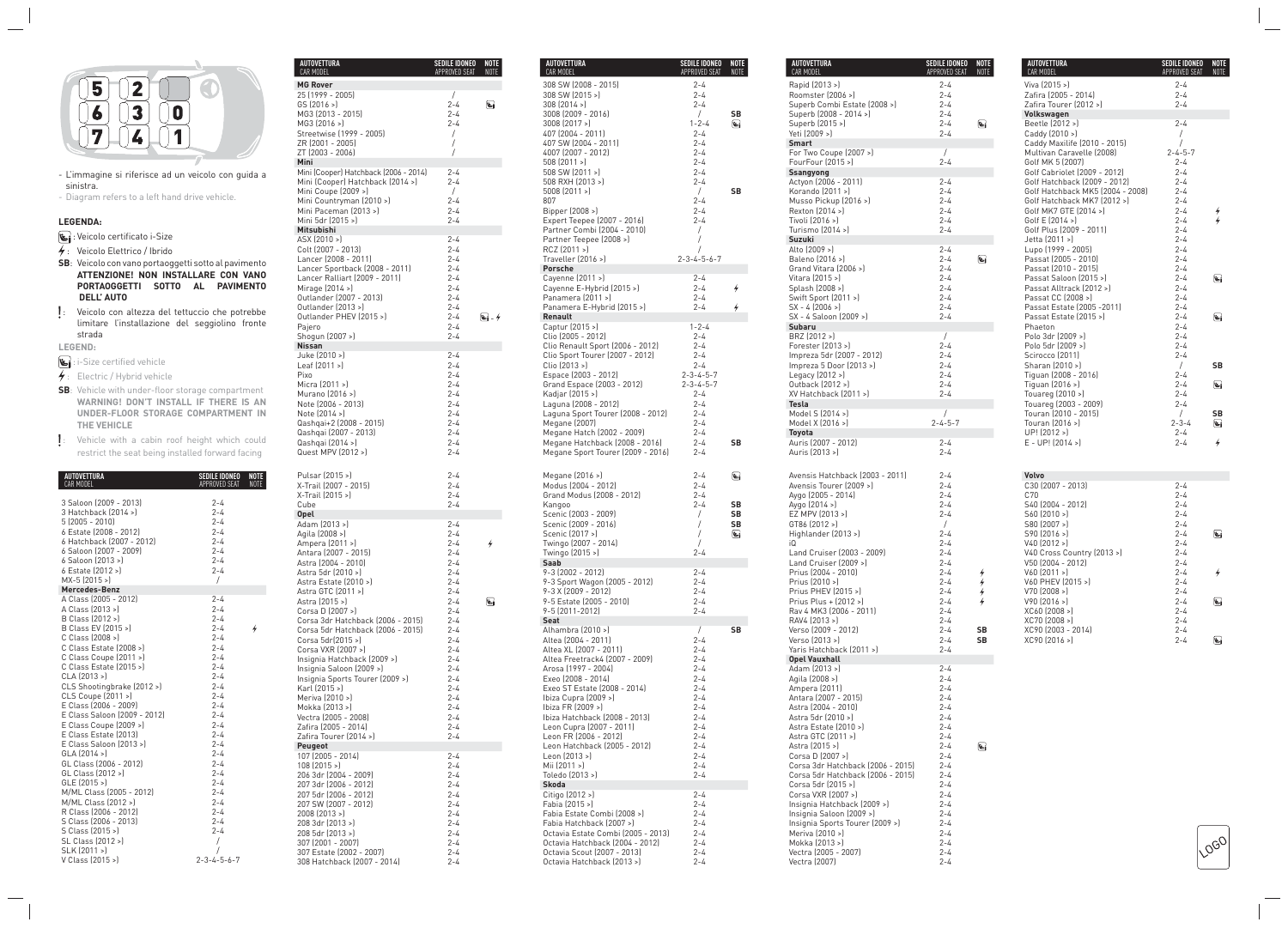- L'immagine si riferisce ad un veicolo con guida a sinistra.
- Diagram refers to a left hand drive vehicle.

**LEGENDA:**

- i-Size: Veicolo certificato i-Size
- ⚡: Veicolo Elettrico / Ibrido
- **SB**: Veicolo con vano portaoggetti sotto al pavimento **ATTENZIONE! NON INSTALLARE CON VANO PORTAOGGETTI SOTTO AL PAVIMENTO DELL'AUTO**
- **!**: Veicolo con altezza del tettuccio che potrebbe limitare l'installazione del seggiolino fronte strada

**LEGEND:**

- i-Size: i-Size certified vehicle
- ⚡: Electric / Hybrid vehicle
- **SB**: Vehicle with under-floor storage compartment **WARNING! DON'T INSTALL IF THERE IS AN UNDER-FLOOR STORAGE COMPARTMENT IN THE VEHICLE**
- **!**: Vehicle with a cabin roof height which could restrict the seat being installed forward facing

| AUTOVETTURA / CAR MODEL | SEDILE IDONEO / APPROVED SEAT | NOTE / NOTE |
|---|---|---|
| 3 Saloon (2009 - 2013) | 2-4 | |
| 3 Hatchback (2014 >) | 2-4 | |
| 5 (2005 - 2010) | 2-4 | |
| 6 Estate (2008 - 2012) | 2-4 | |
| 6 Hatchback (2007 - 2012) | 2-4 | |
| 6 Saloon (2007 - 2009) | 2-4 | |
| 6 Saloon (2013 >) | 2-4 | |
| 6 Estate (2012 >) | 2-4 | |
| MX-5 (2015 >) | / | |
| **Mercedes-Benz** | | |
| A Class (2005 - 2012) | 2-4 | |
| A Class (2013 >) | 2-4 | |
| B Class (2012 >) | 2-4 | |
| B Class EV (2015 >) | 2-4 | ⚡ |
| C Class (2008 >) | 2-4 | |
| C Class Estate (2008 >) | 2-4 | |
| C Class Coupe (2011 >) | 2-4 | |
| C Class Estate (2015 >) | 2-4 | |
| CLA (2013 >) | 2-4 | |
| CLS Shootingbrake (2012 >) | 2-4 | |
| CLS Coupe (2011 >) | 2-4 | |
| E Class (2006 - 2009) | 2-4 | |
| E Class Saloon (2009 - 2012) | 2-4 | |
| E Class Coupe (2009 >) | 2-4 | |
| E Class Estate (2013) | 2-4 | |
| E Class Saloon (2013 >) | 2-4 | |
| GLA (2014 >) | 2-4 | |
| GL Class (2006 - 2012) | 2-4 | |
| GL Class (2012 >) | 2-4 | |
| GLE (2015 >) | 2-4 | |
| M/ML Class (2005 - 2012) | 2-4 | |
| M/ML Class (2012 >) | 2-4 | |
| R Class (2006 - 2012) | 2-4 | |
| S Class (2006 - 2013) | 2-4 | |
| S Class (2015 >) | 2-4 | |
| SL Class (2012 >) | / | |
| SLK (2011 >) | / | |
| V Class (2015 >) | 2-3-4-5-6-7 | |
| **MG Rover** | | |
| 25 (1999 - 2005) | / | |
| GS (2016 >) | 2-4 | i-Size |
| MG3 (2013 - 2015) | 2-4 | |
| MG3 (2016 >) | 2-4 | |
| Streetwise (1999 - 2005) | / | |
| ZR (2001 - 2005) | / | |
| ZT (2003 - 2006) | / | |
| **Mini** | | |
| Mini (Cooper) Hatchback (2006 - 2014) | 2-4 | |
| Mini (Cooper) Hatchback (2014 >) | 2-4 | |
| Mini Coupe (2009 >) | / | |
| Mini Countryman (2010 >) | 2-4 | |
| Mini Paceman (2013 >) | 2-4 | |
| Mini 5dr (2015 >) | 2-4 | |
| **Mitsubishi** | | |
| ASX (2010 >) | 2-4 | |
| Colt (2007 - 2013) | 2-4 | |
| Lancer (2008 - 2011) | 2-4 | |
| Lancer Sportback (2008 - 2011) | 2-4 | |
| Lancer Ralliart (2009 - 2011) | 2-4 | |
| Mirage (2014 >) | 2-4 | |
| Outlander (2007 - 2013) | 2-4 | |
| Outlander (2013 >) | 2-4 | |
| Outlander PHEV (2015 >) | 2-4 | i-Size - ⚡ |
| Pajero | 2-4 | |
| Shogun (2007 >) | 2-4 | |
| **Nissan** | | |
| Juke (2010 >) | 2-4 | |
| Leaf (2011 >) | 2-4 | |
| Pixo | 2-4 | |
| Micra (2011 >) | 2-4 | |
| Murano (2016 >) | 2-4 | |
| Note (2006 - 2013) | 2-4 | |
| Note (2014 >) | 2-4 | |
| Qashqai+2 (2008 - 2015) | 2-4 | |
| Qashqai (2007 - 2013) | 2-4 | |
| Qashqai (2014 >) | 2-4 | |
| Quest MPV (2012 >) | 2-4 | |
| Pulsar (2015 >) | 2-4 | |
| X-Trail (2007 - 2015) | 2-4 | |
| X-Trail (2015 >) | 2-4 | |
| Cube | 2-4 | |
| **Opel** | | |
| Adam (2013 >) | 2-4 | |
| Agila (2008 >) | 2-4 | |
| Ampera (2011 >) | 2-4 | ⚡ |
| Antara (2007 - 2015) | 2-4 | |
| Astra (2004 - 2010) | 2-4 | |
| Astra 5dr (2010 >) | 2-4 | |
| Astra Estate (2010 >) | 2-4 | |
| Astra GTC (2011 >) | 2-4 | |
| Astra (2015 >) | 2-4 | i-Size |
| Corsa D (2007 >) | 2-4 | |
| Corsa 3dr Hatchback (2006 - 2015) | 2-4 | |
| Corsa 5dr Hatchback (2006 - 2015) | 2-4 | |
| Corsa 5dr(2015 >) | 2-4 | |
| Corsa VXR (2007 >) | 2-4 | |
| Insignia Hatchback (2009 >) | 2-4 | |
| Insignia Saloon (2009 >) | 2-4 | |
| Insignia Sports Tourer (2009 >) | 2-4 | |
| Karl (2015 >) | 2-4 | |
| Meriva (2010 >) | 2-4 | |
| Mokka (2013 >) | 2-4 | |
| Vectra (2005 - 2008) | 2-4 | |
| Zafira (2005 - 2014) | 2-4 | |
| Zafira Tourer (2014 >) | 2-4 | |
| **Peugeot** | | |
| 107 (2005 - 2014) | 2-4 | |
| 108 (2015 >) | 2-4 | |
| 206 3dr (2004 - 2009) | 2-4 | |
| 207 3dr (2006 - 2012) | 2-4 | |
| 207 5dr (2006 - 2012) | 2-4 | |
| 207 SW (2007 - 2012) | 2-4 | |
| 2008 (2013 >) | 2-4 | |
| 208 3dr (2013 >) | 2-4 | |
| 208 5dr (2013 >) | 2-4 | |
| 307 (2001 - 2007) | 2-4 | |
| 307 Estate (2002 - 2007) | 2-4 | |
| 308 Hatchback (2007 - 2014) | 2-4 | |
| 308 SW (2008 - 2015) | 2-4 | |
| 308 SW (2015 >) | 2-4 | |
| 308 (2014 >) | 2-4 | |
| 3008 (2009 - 2016) | / | SB |
| 3008 (2017 >) | 1-2-4 | i-Size |
| 407 (2004 - 2011) | 2-4 | |
| 407 SW (2004 - 2011) | 2-4 | |
| 4007 (2007 - 2012) | 2-4 | |
| 508 (2011 >) | 2-4 | |
| 508 SW (2011 >) | 2-4 | |
| 508 RXH (2013 >) | 2-4 | |
| 5008 (2011 >) | / | SB |
| 807 | 2-4 | |
| Bipper (2008 >) | 2-4 | |
| Expert Teepee (2007 - 2016) | 2-4 | |
| Partner Combi (2004 - 2010) | / | |
| Partner Teepee (2008 >) | / | |
| RCZ (2011 >) | / | |
| Traveller (2016 >) | 2-3-4-5-6-7 | |
| **Porsche** | | |
| Cayenne (2011 >) | 2-4 | |
| Cayenne E-Hybrid (2015 >) | 2-4 | ⚡ |
| Panamera (2011 >) | 2-4 | |
| Panamera E-Hybrid (2015 >) | 2-4 | ⚡ |
| **Renault** | | |
| Captur (2015 >) | 1-2-4 | |
| Clio (2005 - 2012) | 2-4 | |
| Clio Renault Sport (2006 - 2012) | 2-4 | |
| Clio Sport Tourer (2007 - 2012) | 2-4 | |
| Clio (2013 >) | 2-4 | |
| Espace (2003 - 2012) | 2-3-4-5-7 | |
| Grand Espace (2003 - 2012) | 2-3-4-5-7 | |
| Kadjar (2015 >) | 2-4 | |
| Laguna (2008 - 2012) | 2-4 | |
| Laguna Sport Tourer (2008 - 2012) | 2-4 | |
| Megane (2007) | 2-4 | |
| Megane Hatch (2002 - 2009) | 2-4 | |
| Megane Hatchback (2008 - 2016) | 2-4 | SB |
| Megane Sport Tourer (2009 - 2016) | 2-4 | |
| Megane (2016 >) | 2-4 | i-Size |
| Modus (2004 - 2012) | 2-4 | |
| Grand Modus (2008 - 2012) | 2-4 | |
| Kangoo | 2-4 | SB |
| Scenic (2003 - 2009) | / | SB |
| Scenic (2009 - 2016) | / | SB |
| Scenic (2017 >) | / | i-Size |
| Twingo (2007 - 2014) | / | |
| Twingo (2015 >) | 2-4 | |
| **Saab** | | |
| 9-3 (2002 - 2012) | 2-4 | |
| 9-3 Sport Wagon (2005 - 2012) | 2-4 | |
| 9-3 X (2009 - 2012) | 2-4 | |
| 9-5 Estate (2005 - 2010) | 2-4 | |
| 9-5 (2011-2012) | 2-4 | |
| **Seat** | | |
| Alhambra (2010 >) | / | SB |
| Altea (2004 - 2011) | 2-4 | |
| Altea XL (2007 - 2011) | 2-4 | |
| Altea Freetrack4 (2007 - 2009) | 2-4 | |
| Arosa (1997 - 2004) | 2-4 | |
| Exeo (2008 - 2014) | 2-4 | |
| Exeo ST Estate (2008 - 2014) | 2-4 | |
| Ibiza Cupra (2009 >) | 2-4 | |
| Ibiza FR (2009 >) | 2-4 | |
| Ibiza Hatchback (2008 - 2013) | 2-4 | |
| Leon Cupra (2007 - 2011) | 2-4 | |
| Leon FR (2006 - 2012) | 2-4 | |
| Leon Hatchback (2005 - 2012) | 2-4 | |
| Leon (2013 >) | 2-4 | |
| Mii (2011 >) | 2-4 | |
| Toledo (2013 >) | 2-4 | |
| **Skoda** | | |
| Citigo (2012 >) | 2-4 | |
| Fabia (2015 >) | 2-4 | |
| Fabia Estate Combi (2008 >) | 2-4 | |
| Fabia Hatchback (2007 >) | 2-4 | |
| Octavia Estate Combi (2005 - 2013) | 2-4 | |
| Octavia Hatchback (2004 - 2012) | 2-4 | |
| Octavia Scout (2007 - 2013) | 2-4 | |
| Octavia Hatchback (2013 >) | 2-4 | |
| Rapid (2013 >) | 2-4 | |
| Roomster (2006 >) | 2-4 | |
| Superb Combi Estate (2008 >) | 2-4 | |
| Superb (2008 - 2014 >) | 2-4 | |
| Superb (2015 >) | 2-4 | i-Size |
| Yeti (2009 >) | 2-4 | |
| **Smart** | | |
| For Two Coupe (2007 >) | / | |
| FourFour (2015 >) | 2-4 | |
| **Ssangyong** | | |
| Actyon (2006 - 2011) | 2-4 | |
| Korando (2011 >) | 2-4 | |
| Musso Pickup (2016 >) | 2-4 | |
| Rexton (2014 >) | 2-4 | |
| Tivoli (2016 >) | 2-4 | |
| Turismo (2014 >) | 2-4 | |
| **Suzuki** | | |
| Alto (2009 >) | 2-4 | |
| Baleno (2016 >) | 2-4 | i-Size |
| Grand Vitara (2006 >) | 2-4 | |
| Vitara (2015 >) | 2-4 | |
| Splash (2008 >) | 2-4 | |
| Swift Sport (2011 >) | 2-4 | |
| SX - 4 (2006 >) | 2-4 | |
| SX - 4 Saloon (2009 >) | 2-4 | |
| **Subaru** | | |
| BRZ (2012 >) | / | |
| Forester (2013 >) | 2-4 | |
| Impreza 5dr (2007 - 2012) | 2-4 | |
| Impreza 5 Door (2013 >) | 2-4 | |
| Legacy (2012 >) | 2-4 | |
| Outback (2012 >) | 2-4 | |
| XV Hatchback (2011 >) | 2-4 | |
| **Tesla** | | |
| Model S (2014 >) | / | |
| Model X (2016 >) | 2-4-5-7 | |
| **Toyota** | | |
| Auris (2007 - 2012) | 2-4 | |
| Auris (2013 >) | 2-4 | |
| Avensis Hatchback (2003 - 2011) | 2-4 | |
| Avensis Tourer (2009 >) | 2-4 | |
| Aygo (2005 - 2014) | 2-4 | |
| Aygo (2014 >) | 2-4 | |
| EZ MPV (2013 >) | 2-4 | |
| GT86 (2012 >) | / | |
| Highlander (2013 >) | 2-4 | |
| iQ | 2-4 | |
| Land Cruiser (2003 - 2009) | 2-4 | |
| Land Cruiser (2009 >) | 2-4 | |
| Prius (2004 - 2010) | 2-4 | ⚡ |
| Prius (2010 >) | 2-4 | ⚡ |
| Prius PHEV (2015 >) | 2-4 | ⚡ |
| Prius Plus + (2012 >) | 2-4 | ⚡ |
| Rav 4 MK3 (2006 - 2011) | 2-4 | |
| RAV4 (2013 >) | 2-4 | |
| Verso (2009 - 2012) | 2-4 | SB |
| Verso (2013 >) | 2-4 | SB |
| Yaris Hatchback (2011 >) | 2-4 | |
| **Opel Vauxhall** | | |
| Adam (2013 >) | 2-4 | |
| Agila (2008 >) | 2-4 | |
| Ampera (2011) | 2-4 | |
| Antara (2007 - 2015) | 2-4 | |
| Astra (2004 - 2010) | 2-4 | |
| Astra 5dr (2010 >) | 2-4 | |
| Astra Estate (2010 >) | 2-4 | |
| Astra GTC (2011 >) | 2-4 | |
| Astra (2015 >) | 2-4 | i-Size |
| Corsa D (2007 >) | 2-4 | |
| Corsa 3dr Hatchback (2006 - 2015) | 2-4 | |
| Corsa 5dr Hatchback (2006 - 2015) | 2-4 | |
| Corsa 5dr (2015 >) | 2-4 | |
| Corsa VXR (2007 >) | 2-4 | |
| Insignia Hatchback (2009 >) | 2-4 | |
| Insignia Saloon (2009 >) | 2-4 | |
| Insignia Sports Tourer (2009 >) | 2-4 | |
| Meriva (2010 >) | 2-4 | |
| Mokka (2013 >) | 2-4 | |
| Vectra (2005 - 2007) | 2-4 | |
| Vectra (2007) | 2-4 | |
| Viva (2015 >) | 2-4 | |
| Zafira (2005 - 2014) | 2-4 | |
| Zafira Tourer (2012 >) | 2-4 | |
| **Volkswagen** | | |
| Beetle (2012 >) | 2-4 | |
| Caddy (2010 >) | / | |
| Caddy Maxilife (2010 - 2015) | / | |
| Multivan Caravelle (2008) | 2-4-5-7 | |
| Golf MK 5 (2007) | 2-4 | |
| Golf Cabriolet (2009 - 2012) | 2-4 | |
| Golf Hatchback (2009 - 2012) | 2-4 | |
| Golf Hatchback MK5 (2004 - 2008) | 2-4 | |
| Golf Hatchback MK7 (2012 >) | 2-4 | |
| Golf MK7 GTE (2014 >) | 2-4 | ⚡ |
| Golf E (2014 >) | 2-4 | ⚡ |
| Golf Plus (2009 - 2011) | 2-4 | |
| Jetta (2011 >) | 2-4 | |
| Lupo (1999 - 2005) | 2-4 | |
| Passat (2005 - 2010) | 2-4 | |
| Passat (2010 - 2015) | 2-4 | |
| Passat Saloon (2015 >) | 2-4 | i-Size |
| Passat Alltrack (2012 >) | 2-4 | |
| Passat CC (2008 >) | 2-4 | |
| Passat Estate (2005 -2011) | 2-4 | |
| Passat Estate (2015 >) | 2-4 | i-Size |
| Phaeton | 2-4 | |
| Polo 3dr (2009 >) | 2-4 | |
| Polo 5dr (2009 >) | 2-4 | |
| Scirocco (2011) | 2-4 | |
| Sharan (2010 >) | / | SB |
| Tiguan (2008 - 2016) | 2-4 | |
| Tiguan (2016 >) | 2-4 | i-Size |
| Touareg (2010 >) | 2-4 | |
| Touareg (2003 - 2009) | 2-4 | |
| Touran (2010 - 2015) | / | SB |
| Touran (2016 >) | 2-3-4 | i-Size |
| UP! (2012 >) | 2-4 | |
| E - UP! (2014 >) | 2-4 | ⚡ |
| **Volvo** | | |
| C30 (2007 - 2013) | 2-4 | |
| C70 | 2-4 | |
| S40 (2004 - 2012) | 2-4 | |
| S60 (2010 >) | 2-4 | |
| S80 (2007 >) | 2-4 | |
| S90 (2016 >) | 2-4 | i-Size |
| V40 (2012 >) | 2-4 | |
| V40 Cross Country (2013 >) | 2-4 | |
| V50 (2004 - 2012) | 2-4 | |
| V60 (2011 >) | 2-4 | ⚡ |
| V60 PHEV (2015 >) | 2-4 | |
| V70 (2008 >) | 2-4 | |
| V90 (2016 >) | 2-4 | i-Size |
| XC60 (2008 >) | 2-4 | |
| XC70 (2008 >) | 2-4 | |
| XC90 (2003 - 2014) | 2-4 | |
| XC90 (2016 >) | 2-4 | i-Size |